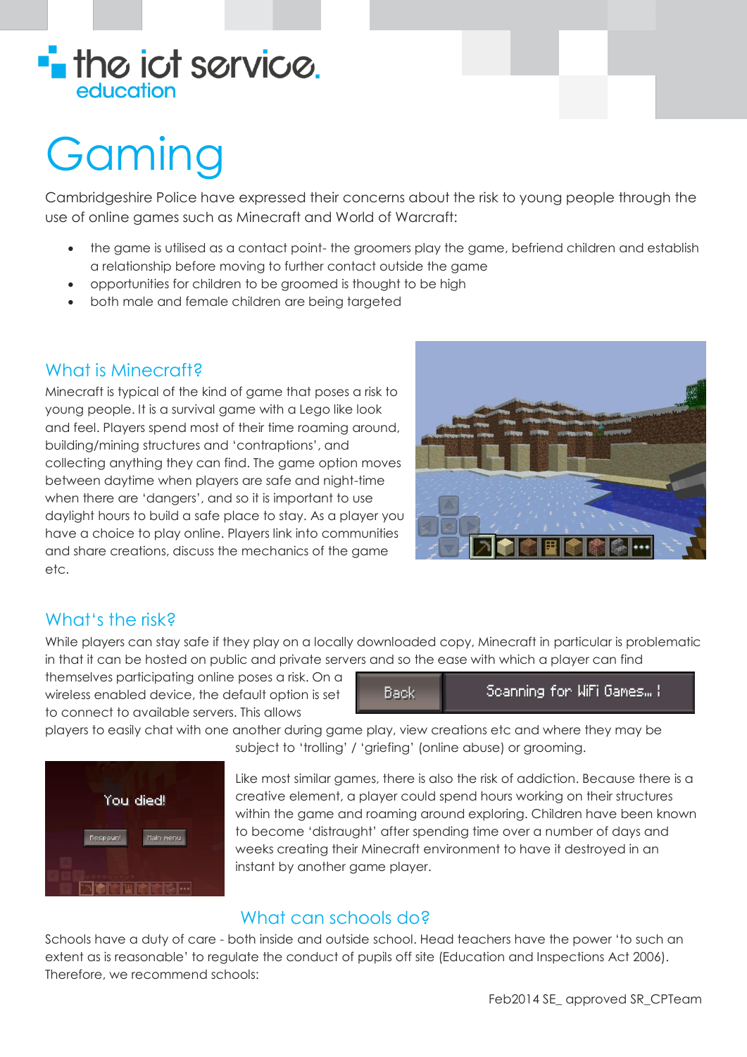# Gaming

Cambridgeshire Police have expressed their concerns about the risk to young people through the use of online games such as Minecraft and World of Warcraft:

- the game is utilised as a contact point- the groomers play the game, befriend children and establish a relationship before moving to further contact outside the game
- opportunities for children to be groomed is thought to be high
- both male and female children are being targeted

## What is Minecraft?

Minecraft is typical of the kind of game that poses a risk to young people. It is a survival game with a Lego like look and feel. Players spend most of their time roaming around, building/mining structures and 'contraptions', and collecting anything they can find. The game option moves between daytime when players are safe and night-time when there are 'dangers', and so it is important to use daylight hours to build a safe place to stay. As a player you have a choice to play online. Players link into communities and share creations, discuss the mechanics of the game etc.

## What's the risk?

While players can stay safe if they play on a locally downloaded copy, Minecraft in particular is problematic in that it can be hosted on public and private servers and so the ease with which a player can find themselves participating online poses a risk. On a wireless enabled device, the default option is set to connect to available servers. This allows players to easily chat with one another during game play, view creations etc and where they may be subject to 'trolling' / 'griefing' (online abuse) or grooming.

Like most similar games, there is also the risk of addiction. Because there is a creative element, a player could spend hours working on their structures within the game and roaming around exploring. Children have been known to become 'distraught' after spending time over a number of days and weeks creating their Minecraft environment to have it destroyed in an instant by another game player.

## What can schools do?

Schools have a duty of care - both inside and outside school. Head teachers have the power 'to such an extent as is reasonable' to regulate the conduct of pupils off site (Education and Inspections Act 2006). Therefore, we recommend schools:

Feb2014 SE_ approved SR_CPTeam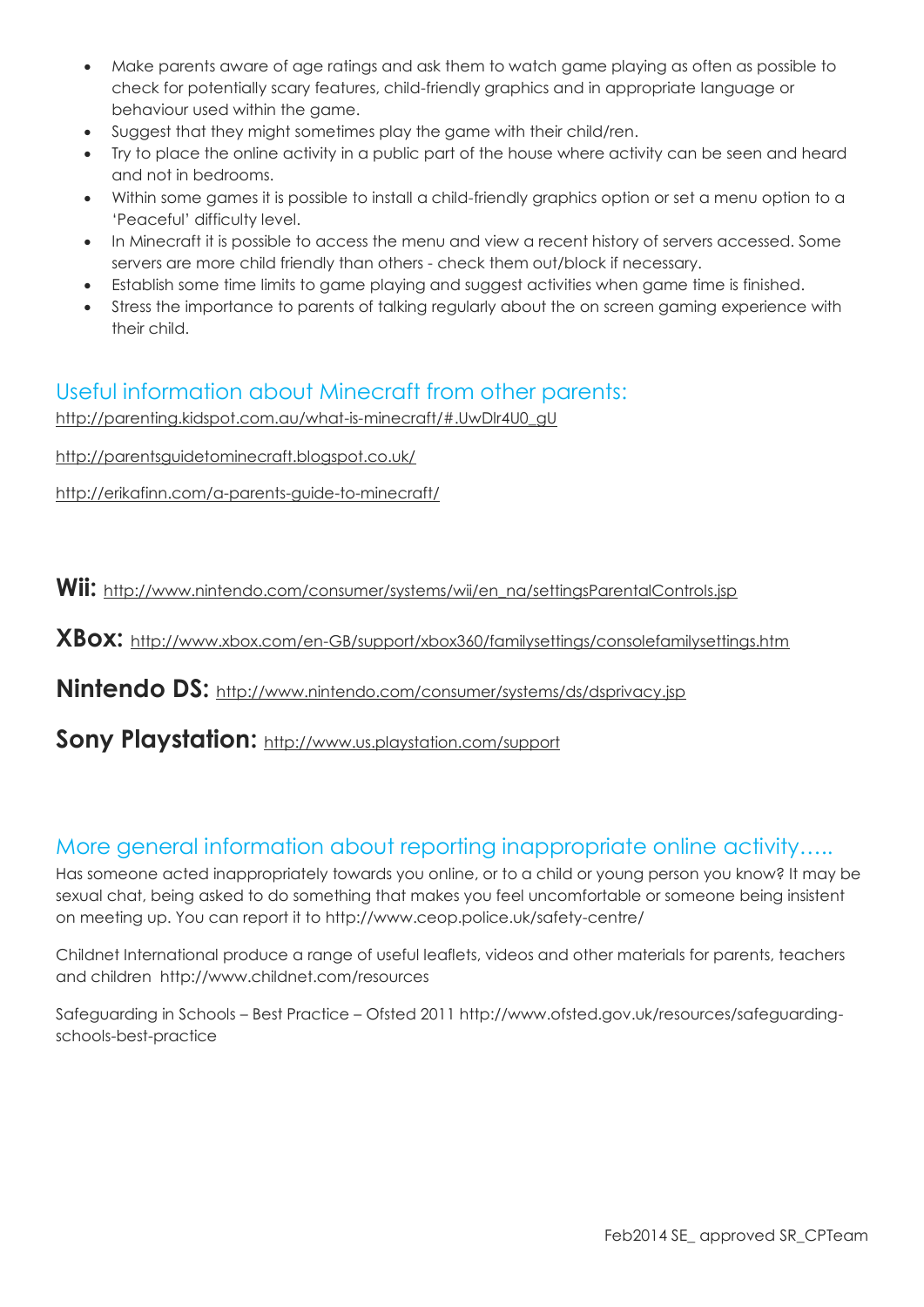- Make parents aware of age ratings and ask them to watch game playing as often as possible to check for potentially scary features, child-friendly graphics and in appropriate language or behaviour used within the game.
- Suggest that they might sometimes play the game with their child/ren.
- Try to place the online activity in a public part of the house where activity can be seen and heard and not in bedrooms.
- Within some games it is possible to install a child-friendly graphics option or set a menu option to a 'Peaceful' difficulty level.
- In Minecraft it is possible to access the menu and view a recent history of servers accessed. Some servers are more child friendly than others - check them out/block if necessary.
- Establish some time limits to game playing and suggest activities when game time is finished.
- Stress the importance to parents of talking regularly about the on screen gaming experience with their child.

## Useful information about Minecraft from other parents:

http://parenting.kidspot.com.au/what-is-minecraft/#.UwDlr4U0_gU

http://parentsguidetominecraft.blogspot.co.uk/

http://erikafinn.com/a-parents-guide-to-minecraft/

**Wii:** http://www.nintendo.com/consumer/systems/wii/en_na/settingsParentalControls.jsp

**XBox:** http://www.xbox.com/en-GB/support/xbox360/familysettings/consolefamilysettings.htm

**Nintendo DS:** http://www.nintendo.com/consumer/systems/ds/dsprivacy.jsp

**Sony Playstation:** http://www.us.playstation.com/support

## More general information about reporting inappropriate online activity…..

Has someone acted inappropriately towards you online, or to a child or young person you know? It may be sexual chat, being asked to do something that makes you feel uncomfortable or someone being insistent on meeting up. You can report it to http://www.ceop.police.uk/safety-centre/

Childnet International produce a range of useful leaflets, videos and other materials for parents, teachers and children http://www.childnet.com/resources

Safeguarding in Schools – Best Practice – Ofsted 2011 http://www.ofsted.gov.uk/resources/safeguarding-schools-best-practice

Feb2014 SE_ approved SR_CPTeam